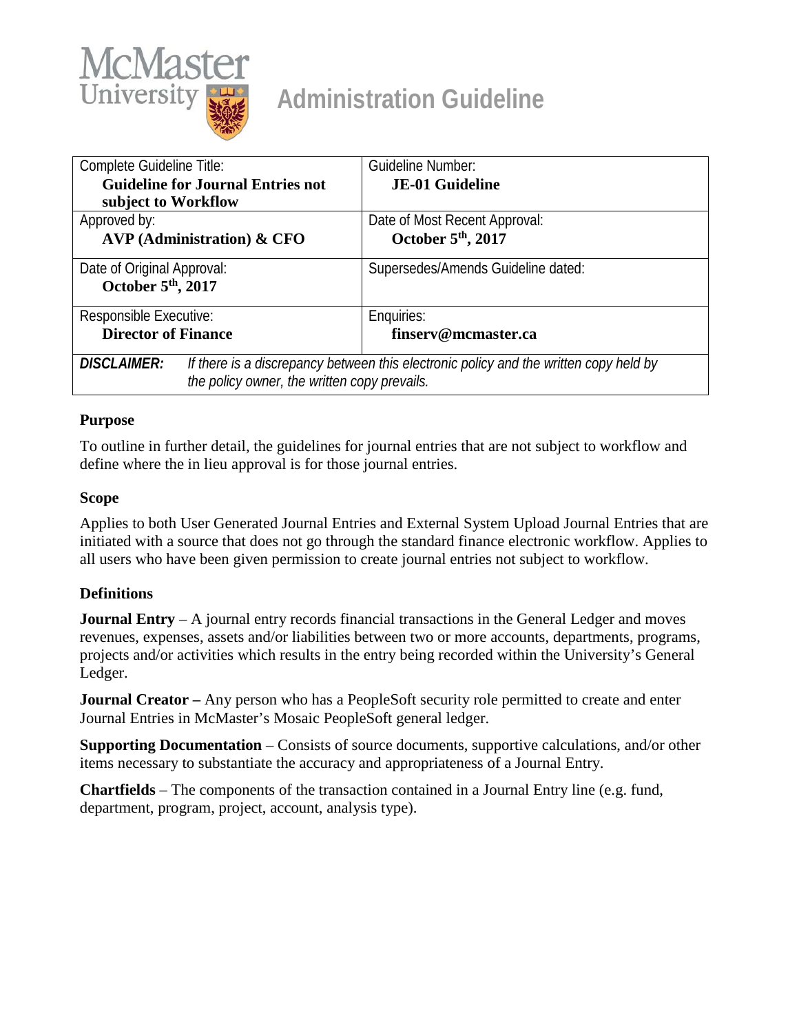# Administration Guideline

| Complete Guideline Title: **Guideline for Journal Entries not subject to Workflow** | Guideline Number: **JE-01 Guideline** |
| --- | --- |
| Approved by: **AVP (Administration) & CFO** | Date of Most Recent Approval: **October 5th, 2017** |
| Date of Original Approval: **October 5th, 2017** | Supersedes/Amends Guideline dated: |
| Responsible Executive: **Director of Finance** | Enquiries: **finserv@mcmaster.ca** |
| ***DISCLAIMER:*** *If there is a discrepancy between this electronic policy and the written copy held by the policy owner, the written copy prevails.* | |

### Purpose

To outline in further detail, the guidelines for journal entries that are not subject to workflow and define where the in lieu approval is for those journal entries.

### Scope

Applies to both User Generated Journal Entries and External System Upload Journal Entries that are initiated with a source that does not go through the standard finance electronic workflow. Applies to all users who have been given permission to create journal entries not subject to workflow.

### Definitions

**Journal Entry** – A journal entry records financial transactions in the General Ledger and moves revenues, expenses, assets and/or liabilities between two or more accounts, departments, programs, projects and/or activities which results in the entry being recorded within the University's General Ledger.

**Journal Creator –** Any person who has a PeopleSoft security role permitted to create and enter Journal Entries in McMaster's Mosaic PeopleSoft general ledger.

**Supporting Documentation** – Consists of source documents, supportive calculations, and/or other items necessary to substantiate the accuracy and appropriateness of a Journal Entry.

**Chartfields** – The components of the transaction contained in a Journal Entry line (e.g. fund, department, program, project, account, analysis type).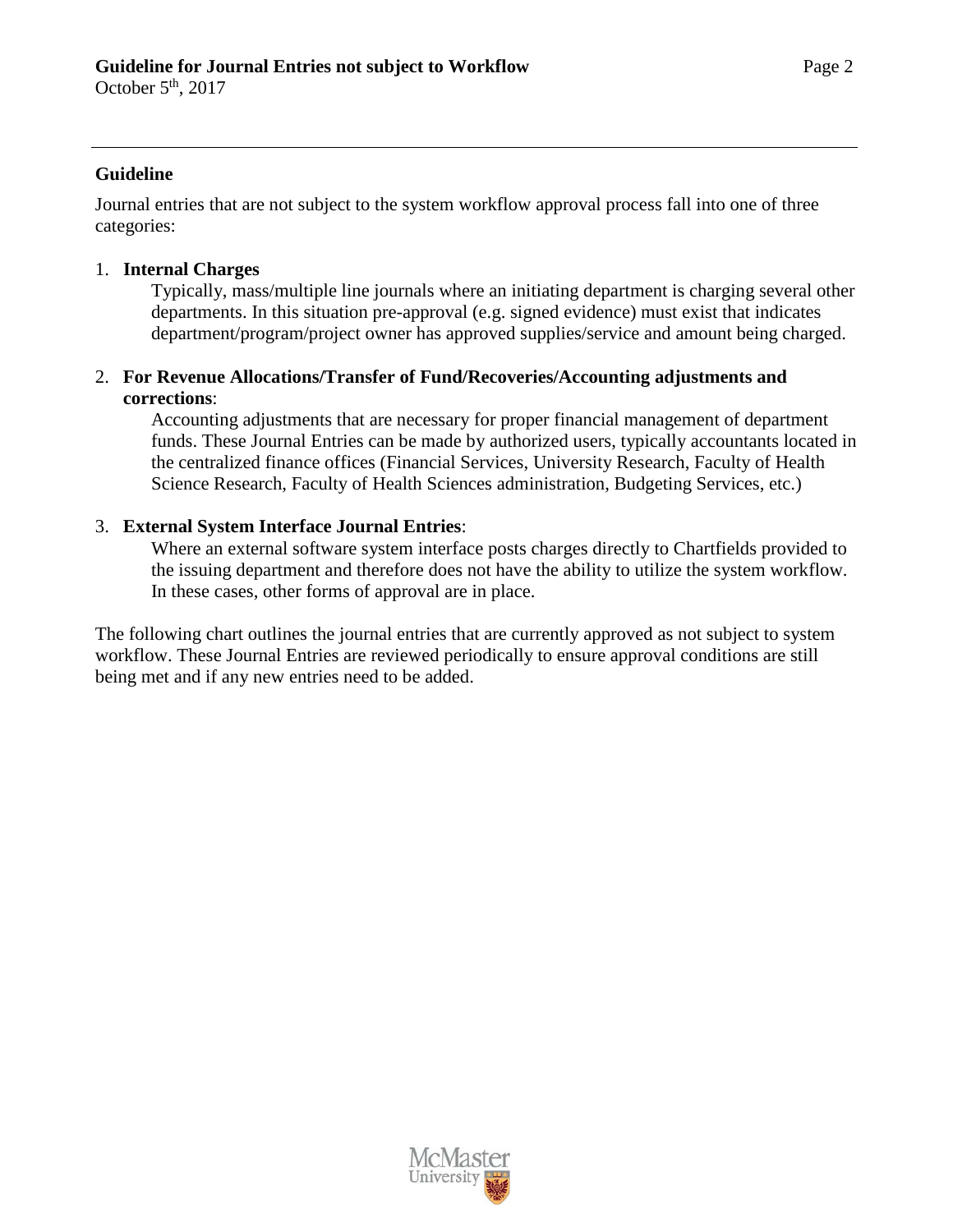## Guideline

Journal entries that are not subject to the system workflow approval process fall into one of three categories:

1. **Internal Charges**

   Typically, mass/multiple line journals where an initiating department is charging several other departments. In this situation pre-approval (e.g. signed evidence) must exist that indicates department/program/project owner has approved supplies/service and amount being charged.

2. **For Revenue Allocations/Transfer of Fund/Recoveries/Accounting adjustments and corrections**:

   Accounting adjustments that are necessary for proper financial management of department funds. These Journal Entries can be made by authorized users, typically accountants located in the centralized finance offices (Financial Services, University Research, Faculty of Health Science Research, Faculty of Health Sciences administration, Budgeting Services, etc.)

3. **External System Interface Journal Entries**:

   Where an external software system interface posts charges directly to Chartfields provided to the issuing department and therefore does not have the ability to utilize the system workflow. In these cases, other forms of approval are in place.

The following chart outlines the journal entries that are currently approved as not subject to system workflow. These Journal Entries are reviewed periodically to ensure approval conditions are still being met and if any new entries need to be added.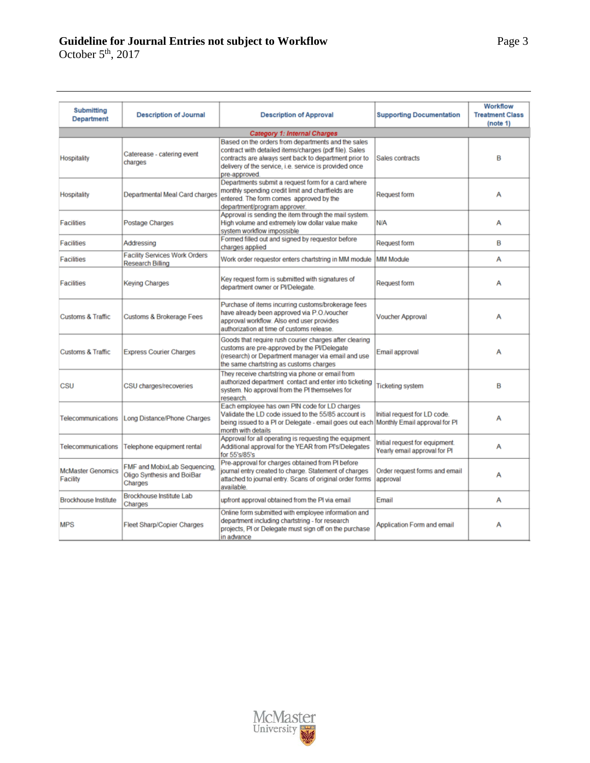| Submitting Department | Description of Journal | Description of Approval | Supporting Documentation | Workflow Treatment Class (note 1) |
|---|---|---|---|---|
| ***Category 1: Internal Charges*** | | | | |
| Hospitality | Caterease - catering event charges | Based on the orders from departments and the sales contract with detailed items/charges (pdf file). Sales contracts are always sent back to department prior to delivery of the service, i.e. service is provided once pre-approved. | Sales contracts | B |
| Hospitality | Departmental Meal Card charges | Departments submit a request form for a card where monthly spending credit limit and chartfields are entered. The form comes approved by the department/program approver. | Request form | A |
| Facilities | Postage Charges | Approval is sending the item through the mail system. High volume and extremely low dollar value make system workflow impossible | N/A | A |
| Facilities | Addressing | Formed filled out and signed by requestor before charges applied | Request form | B |
| Facilities | Facility Services Work Orders Research Billing | Work order requestor enters chartstring in MM module | MM Module | A |
| Facilities | Keying Charges | Key request form is submitted with signatures of department owner or PI/Delegate. | Request form | A |
| Customs & Traffic | Customs & Brokerage Fees | Purchase of items incurring customs/brokerage fees have already been approved via P.O./voucher approval workflow. Also end user provides authorization at time of customs release. | Voucher Approval | A |
| Customs & Traffic | Express Courier Charges | Goods that require rush courier charges after clearing customs are pre-approved by the PI/Delegate (research) or Department manager via email and use the same chartstring as customs charges | Email approval | A |
| CSU | CSU charges/recoveries | They receive chartstring via phone or email from authorized department contact and enter into ticketing system. No approval from the PI themselves for research. | Ticketing system | B |
| Telecommunications | Long Distance/Phone Charges | Each employee has own PIN code for LD charges Validate the LD code issued to the 55/85 account is being issued to a PI or Delegate - email goes out each month with details | Initial request for LD code. Monthly Email approval for PI | A |
| Telecommunications | Telephone equipment rental | Approval for all operating is requesting the equipment. Additional approval for the YEAR from PI's/Delegates for 55's/85's | Initial request for equipment. Yearly email approval for PI | A |
| McMaster Genomics Facility | FMF and MobixLab Sequencing, Oligo Synthesis and BoiBar Charges | Pre-approval for charges obtained from PI before journal entry created to charge. Statement of charges attached to journal entry. Scans of original order forms available. | Order request forms and email approval | A |
| Brockhouse Institute | Brockhouse Institute Lab Charges | upfront approval obtained from the PI via email | Email | A |
| MPS | Fleet Sharp/Copier Charges | Online form submitted with employee information and department including chartstring - for research projects, PI or Delegate must sign off on the purchase in advance | Application Form and email | A |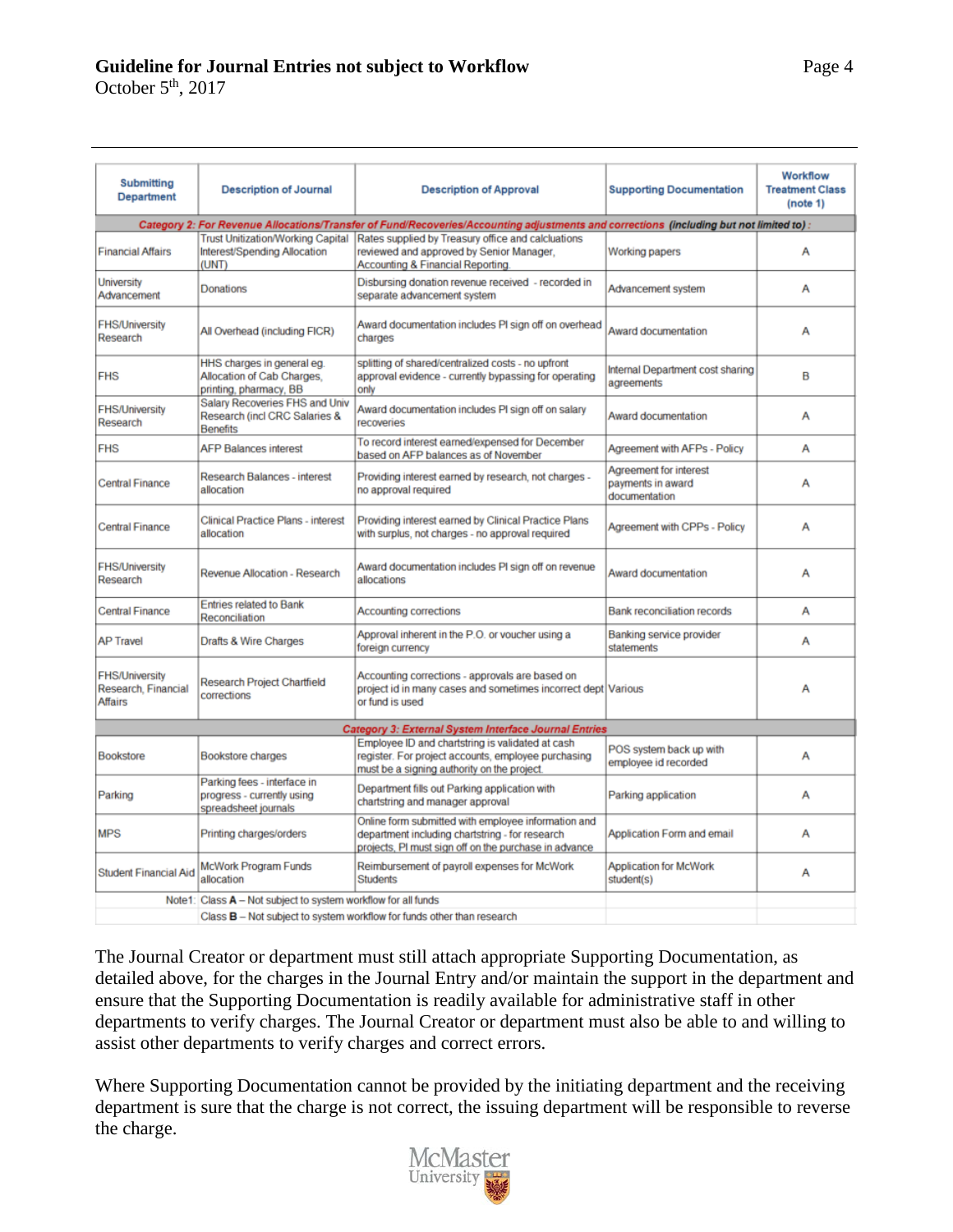| Submitting Department | Description of Journal | Description of Approval | Supporting Documentation | Workflow Treatment Class (note 1) |
|---|---|---|---|---|
| ***Category 2: For Revenue Allocations/Transfer of Fund/Recoveries/Accounting adjustments and corrections (including but not limited to):*** | | | | |
| Financial Affairs | Trust Unitization/Working Capital Interest/Spending Allocation (UNT) | Rates supplied by Treasury office and calcluations reviewed and approved by Senior Manager, Accounting & Financial Reporting | Working papers | A |
| University Advancement | Donations | Disbursing donation revenue received - recorded in separate advancement system | Advancement system | A |
| FHS/University Research | All Overhead (including FICR) | Award documentation includes PI sign off on overhead charges | Award documentation | A |
| FHS | HHS charges in general eg. Allocation of Cab Charges, printing, pharmacy, BB | splitting of shared/centralized costs - no upfront approval evidence - currently bypassing for operating only | Internal Department cost sharing agreements | B |
| FHS/University Research | Salary Recoveries FHS and Univ Research (incl CRC Salaries & Benefits | Award documentation includes PI sign off on salary recoveries | Award documentation | A |
| FHS | AFP Balances interest | To record interest earned/expensed for December based on AFP balances as of November | Agreement with AFPs - Policy | A |
| Central Finance | Research Balances - interest allocation | Providing interest earned by research, not charges - no approval required | Agreement for interest payments in award documentation | A |
| Central Finance | Clinical Practice Plans - interest allocation | Providing interest earned by Clinical Practice Plans with surplus, not charges - no approval required | Agreement with CPPs - Policy | A |
| FHS/University Research | Revenue Allocation - Research | Award documentation includes PI sign off on revenue allocations | Award documentation | A |
| Central Finance | Entries related to Bank Reconciliation | Accounting corrections | Bank reconciliation records | A |
| AP Travel | Drafts & Wire Charges | Approval inherent in the P.O. or voucher using a foreign currency | Banking service provider statements | A |
| FHS/University Research, Financial Affairs | Research Project Chartfield corrections | Accounting corrections - approvals are based on project id in many cases and sometimes incorrect dept or fund is used | Various | A |
| ***Category 3: External System Interface Journal Entries*** | | | | |
| Bookstore | Bookstore charges | Employee ID and chartstring is validated at cash register. For project accounts, employee purchasing must be a signing authority on the project. | POS system back up with employee id recorded | A |
| Parking | Parking fees - interface in progress - currently using spreadsheet journals | Department fills out Parking application with chartstring and manager approval | Parking application | A |
| MPS | Printing charges/orders | Online form submitted with employee information and department including chartstring - for research projects, PI must sign off on the purchase in advance | Application Form and email | A |
| Student Financial Aid | McWork Program Funds allocation | Reimbursement of payroll expenses for McWork Students | Application for McWork student(s) | A |
| Note1: | Class **A** – Not subject to system workflow for all funds | | | |
| | Class **B** – Not subject to system workflow for funds other than research | | | |

The Journal Creator or department must still attach appropriate Supporting Documentation, as detailed above, for the charges in the Journal Entry and/or maintain the support in the department and ensure that the Supporting Documentation is readily available for administrative staff in other departments to verify charges. The Journal Creator or department must also be able to and willing to assist other departments to verify charges and correct errors.

Where Supporting Documentation cannot be provided by the initiating department and the receiving department is sure that the charge is not correct, the issuing department will be responsible to reverse the charge.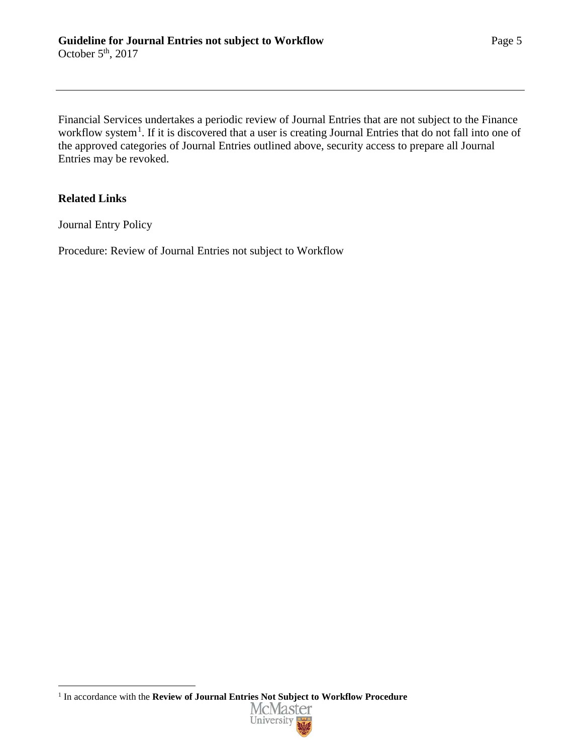Financial Services undertakes a periodic review of Journal Entries that are not subject to the Finance workflow system[1]. If it is discovered that a user is creating Journal Entries that do not fall into one of the approved categories of Journal Entries outlined above, security access to prepare all Journal Entries may be revoked.

## Related Links

Journal Entry Policy

Procedure: Review of Journal Entries not subject to Workflow

[1] In accordance with the **Review of Journal Entries Not Subject to Workflow Procedure**